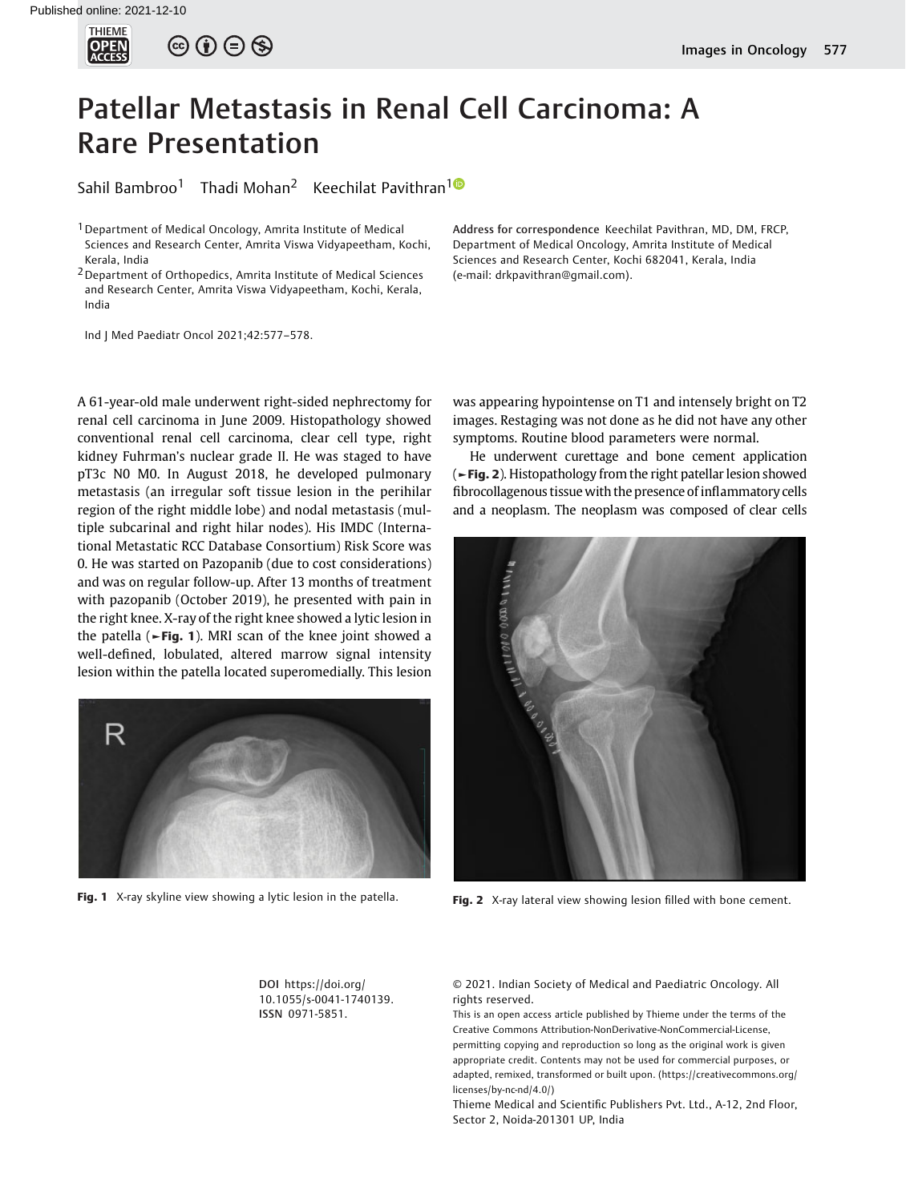# Patellar Metastasis in Renal Cell Carcinoma: A Rare Presentation

Sahil Bambroo[1] Thadi Mohan[2] Keechilat Pavithran[1]

[1] Department of Medical Oncology, Amrita Institute of Medical Sciences and Research Center, Amrita Viswa Vidyapeetham, Kochi, Kerala, India

[2] Department of Orthopedics, Amrita Institute of Medical Sciences and Research Center, Amrita Viswa Vidyapeetham, Kochi, Kerala, India

Ind J Med Paediatr Oncol 2021;42:577–578.

Address for correspondence Keechilat Pavithran, MD, DM, FRCP, Department of Medical Oncology, Amrita Institute of Medical Sciences and Research Center, Kochi 682041, Kerala, India (e-mail: drkpavithran@gmail.com).

A 61-year-old male underwent right-sided nephrectomy for renal cell carcinoma in June 2009. Histopathology showed conventional renal cell carcinoma, clear cell type, right kidney Fuhrman's nuclear grade II. He was staged to have pT3c N0 M0. In August 2018, he developed pulmonary metastasis (an irregular soft tissue lesion in the perihilar region of the right middle lobe) and nodal metastasis (multiple subcarinal and right hilar nodes). His IMDC (International Metastatic RCC Database Consortium) Risk Score was 0. He was started on Pazopanib (due to cost considerations) and was on regular follow-up. After 13 months of treatment with pazopanib (October 2019), he presented with pain in the right knee. X-ray of the right knee showed a lytic lesion in the patella (►Fig. 1). MRI scan of the knee joint showed a well-defined, lobulated, altered marrow signal intensity lesion within the patella located superomedially. This lesion was appearing hypointense on T1 and intensely bright on T2 images. Restaging was not done as he did not have any other symptoms. Routine blood parameters were normal.

He underwent curettage and bone cement application (►Fig. 2). Histopathology from the right patellar lesion showed fibrocollagenous tissue with the presence of inflammatory cells and a neoplasm. The neoplasm was composed of clear cells

**Fig. 1** X-ray skyline view showing a lytic lesion in the patella.

**Fig. 2** X-ray lateral view showing lesion filled with bone cement.

DOI https://doi.org/10.1055/s-0041-1740139.
ISSN 0971-5851.

© 2021. Indian Society of Medical and Paediatric Oncology. All rights reserved.

This is an open access article published by Thieme under the terms of the Creative Commons Attribution-NonDerivative-NonCommercial-License, permitting copying and reproduction so long as the original work is given appropriate credit. Contents may not be used for commercial purposes, or adapted, remixed, transformed or built upon. (https://creativecommons.org/licenses/by-nc-nd/4.0/)

Thieme Medical and Scientific Publishers Pvt. Ltd., A-12, 2nd Floor, Sector 2, Noida-201301 UP, India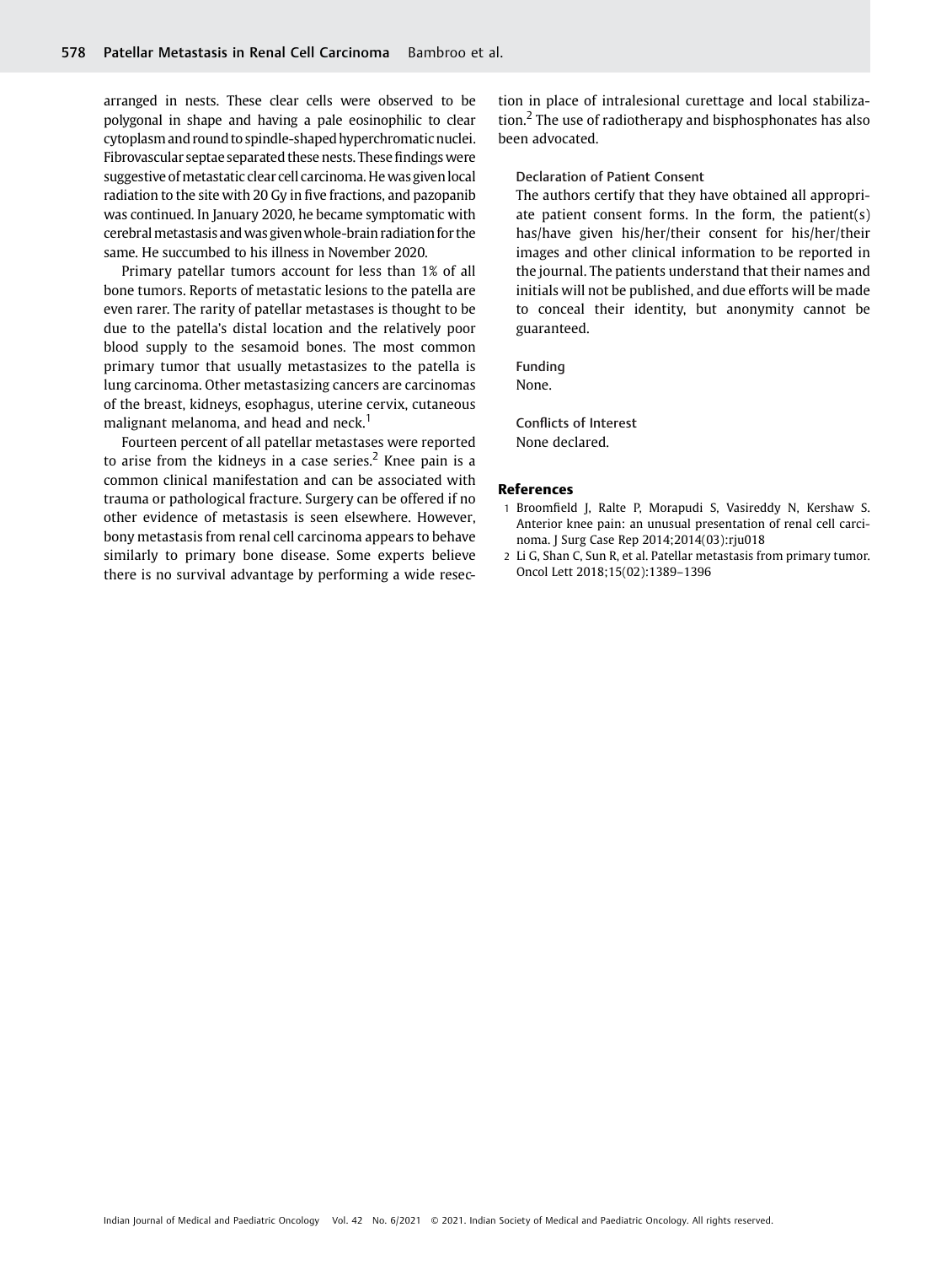arranged in nests. These clear cells were observed to be polygonal in shape and having a pale eosinophilic to clear cytoplasm and round to spindle-shaped hyperchromatic nuclei. Fibrovascular septae separated these nests. These findings were suggestive of metastatic clear cell carcinoma. He was given local radiation to the site with 20 Gy in five fractions, and pazopanib was continued. In January 2020, he became symptomatic with cerebral metastasis and was given whole-brain radiation for the same. He succumbed to his illness in November 2020.

Primary patellar tumors account for less than 1% of all bone tumors. Reports of metastatic lesions to the patella are even rarer. The rarity of patellar metastases is thought to be due to the patella's distal location and the relatively poor blood supply to the sesamoid bones. The most common primary tumor that usually metastasizes to the patella is lung carcinoma. Other metastasizing cancers are carcinomas of the breast, kidneys, esophagus, uterine cervix, cutaneous malignant melanoma, and head and neck.[1]

Fourteen percent of all patellar metastases were reported to arise from the kidneys in a case series.[2] Knee pain is a common clinical manifestation and can be associated with trauma or pathological fracture. Surgery can be offered if no other evidence of metastasis is seen elsewhere. However, bony metastasis from renal cell carcinoma appears to behave similarly to primary bone disease. Some experts believe there is no survival advantage by performing a wide resection in place of intralesional curettage and local stabilization.[2] The use of radiotherapy and bisphosphonates has also been advocated.

**Declaration of Patient Consent**

The authors certify that they have obtained all appropriate patient consent forms. In the form, the patient(s) has/have given his/her/their consent for his/her/their images and other clinical information to be reported in the journal. The patients understand that their names and initials will not be published, and due efforts will be made to conceal their identity, but anonymity cannot be guaranteed.

**Funding**

None.

**Conflicts of Interest**

None declared.

## References

1. Broomfield J, Ralte P, Morapudi S, Vasireddy N, Kershaw S. Anterior knee pain: an unusual presentation of renal cell carcinoma. J Surg Case Rep 2014;2014(03):rju018
2. Li G, Shan C, Sun R, et al. Patellar metastasis from primary tumor. Oncol Lett 2018;15(02):1389–1396